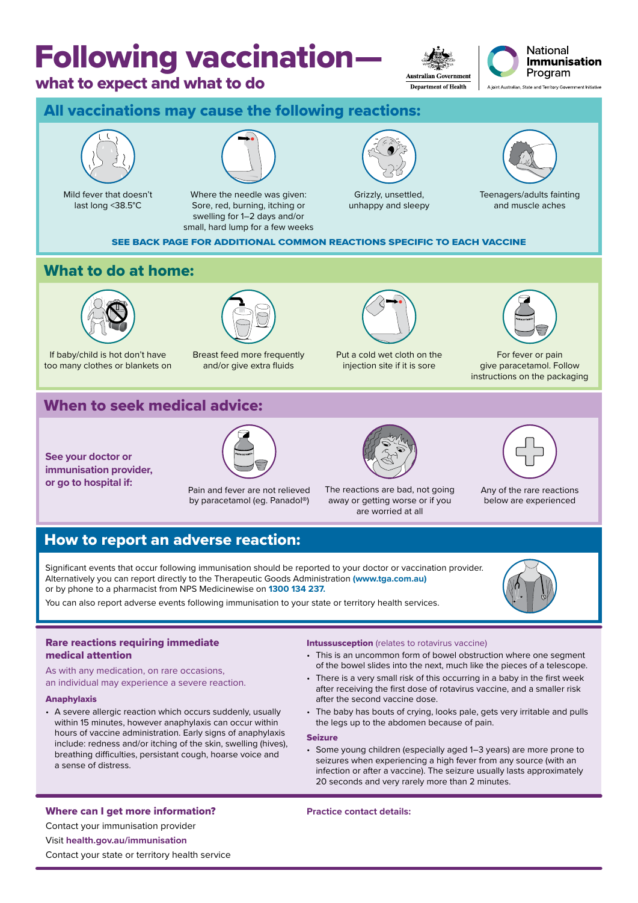# Following vaccination—

## what to expect and what to do

Australian Government Department of Health

National Immunisation Program

A joint Australian, State and Territory Government Initiative

## All vaccinations may cause the following reactions:

- Mild fever that doesn't last long <38.5°C
- Where the needle was given: Sore, red, burning, itching or swelling for 1–2 days and/or small, hard lump for a few weeks
- Grizzly, unsettled, unhappy and sleepy
- Teenagers/adults fainting and muscle aches

**SEE BACK PAGE FOR ADDITIONAL COMMON REACTIONS SPECIFIC TO EACH VACCINE**

## What to do at home:

- If baby/child is hot don't have too many clothes or blankets on
- Breast feed more frequently and/or give extra fluids
- Put a cold wet cloth on the injection site if it is sore
- For fever or pain give paracetamol. Follow instructions on the packaging

## When to seek medical advice:

**See your doctor or immunisation provider, or go to hospital if:**

- Pain and fever are not relieved by paracetamol (eg. Panadol®)
- The reactions are bad, not going away or getting worse or if you are worried at all
- Any of the rare reactions below are experienced

## How to report an adverse reaction:

Significant events that occur following immunisation should be reported to your doctor or vaccination provider. Alternatively you can report directly to the Therapeutic Goods Administration **(www.tga.com.au)** or by phone to a pharmacist from NPS Medicinewise on **1300 134 237.**

You can also report adverse events following immunisation to your state or territory health services.

### Rare reactions requiring immediate medical attention

As with any medication, on rare occasions, an individual may experience a severe reaction.

**Anaphylaxis**

- A severe allergic reaction which occurs suddenly, usually within 15 minutes, however anaphylaxis can occur within hours of vaccine administration. Early signs of anaphylaxis include: redness and/or itching of the skin, swelling (hives), breathing difficulties, persistant cough, hoarse voice and a sense of distress.

**Intussusception** (relates to rotavirus vaccine)

- This is an uncommon form of bowel obstruction where one segment of the bowel slides into the next, much like the pieces of a telescope.
- There is a very small risk of this occurring in a baby in the first week after receiving the first dose of rotavirus vaccine, and a smaller risk after the second vaccine dose.
- The baby has bouts of crying, looks pale, gets very irritable and pulls the legs up to the abdomen because of pain.

**Seizure**

- Some young children (especially aged 1–3 years) are more prone to seizures when experiencing a high fever from any source (with an infection or after a vaccine). The seizure usually lasts approximately 20 seconds and very rarely more than 2 minutes.

### Where can I get more information?

Contact your immunisation provider

Visit **health.gov.au/immunisation**

Contact your state or territory health service

**Practice contact details:**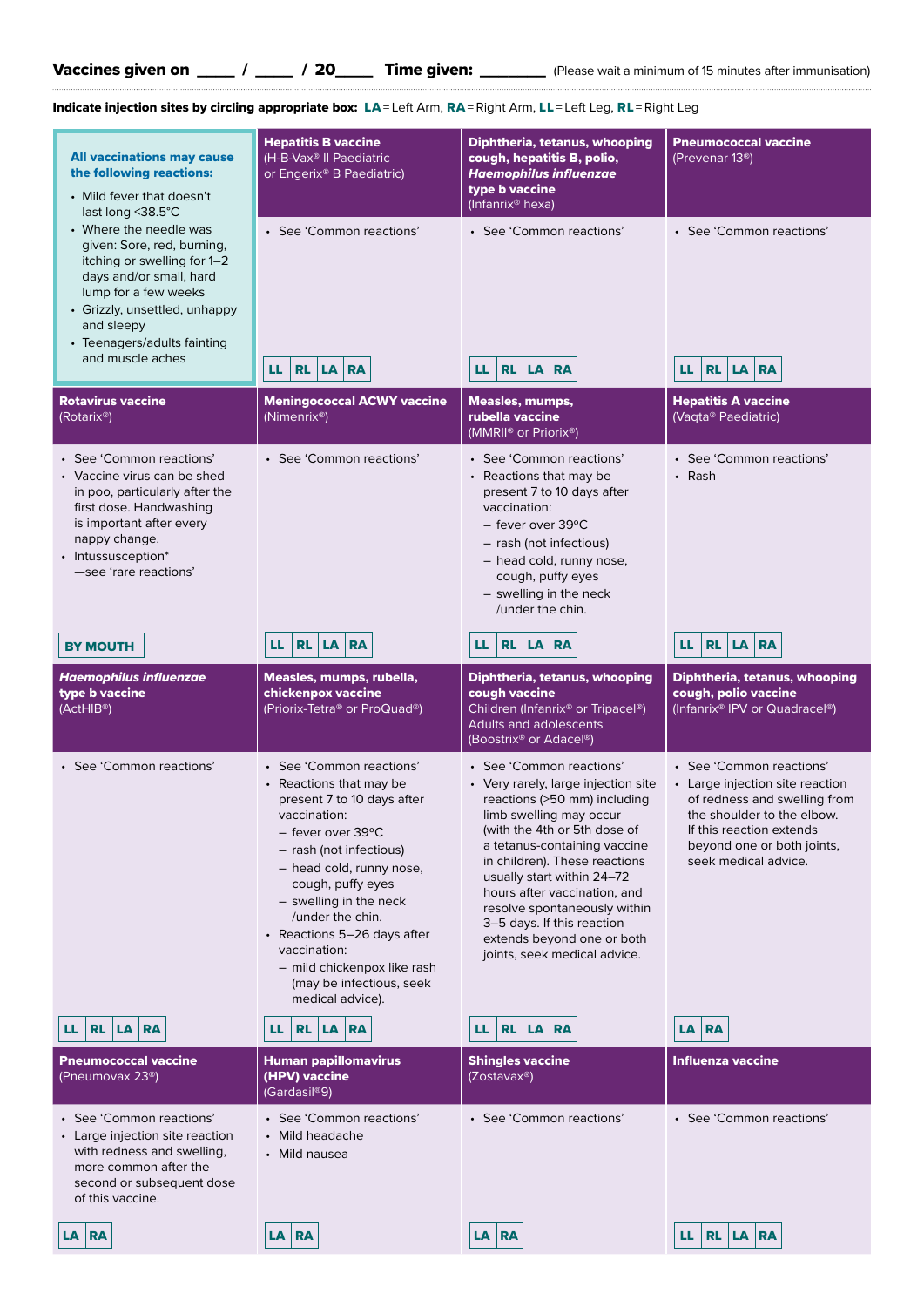**Vaccines given on ____ / ____ / 20____ Time given: ________** (Please wait a minimum of 15 minutes after immunisation)

**Indicate injection sites by circling appropriate box: LA** = Left Arm, **RA** = Right Arm, **LL** = Left Leg, **RL** = Right Leg

| | | | |
|---|---|---|---|
| **All vaccinations may cause the following reactions:**<br>• Mild fever that doesn't last long <38.5°C<br>• Where the needle was given: Sore, red, burning, itching or swelling for 1–2 days and/or small, hard lump for a few weeks<br>• Grizzly, unsettled, unhappy and sleepy<br>• Teenagers/adults fainting and muscle aches | **Hepatitis B vaccine**<br>(H-B-Vax® II Paediatric or Engerix® B Paediatric)<br>• See 'Common reactions'<br>LL \| RL \| LA \| RA | **Diphtheria, tetanus, whooping cough, hepatitis B, polio, *Haemophilus influenzae* type b vaccine**<br>(Infanrix® hexa)<br>• See 'Common reactions'<br>LL \| RL \| LA \| RA | **Pneumococcal vaccine**<br>(Prevenar 13®)<br>• See 'Common reactions'<br>LL \| RL \| LA \| RA |
| **Rotavirus vaccine**<br>(Rotarix®)<br>• See 'Common reactions'<br>• Vaccine virus can be shed in poo, particularly after the first dose. Handwashing is important after every nappy change.<br>• Intussusception* —see 'rare reactions'<br>BY MOUTH | **Meningococcal ACWY vaccine**<br>(Nimenrix®)<br>• See 'Common reactions'<br>LL \| RL \| LA \| RA | **Measles, mumps, rubella vaccine**<br>(MMRII® or Priorix®)<br>• See 'Common reactions'<br>• Reactions that may be present 7 to 10 days after vaccination:<br>– fever over 39°C<br>– rash (not infectious)<br>– head cold, runny nose, cough, puffy eyes<br>– swelling in the neck /under the chin.<br>LL \| RL \| LA \| RA | **Hepatitis A vaccine**<br>(Vaqta® Paediatric)<br>• See 'Common reactions'<br>• Rash<br>LL \| RL \| LA \| RA |
| ***Haemophilus influenzae* type b vaccine**<br>(ActHIB®)<br>• See 'Common reactions'<br>LL \| RL \| LA \| RA | **Measles, mumps, rubella, chickenpox vaccine**<br>(Priorix-Tetra® or ProQuad®)<br>• See 'Common reactions'<br>• Reactions that may be present 7 to 10 days after vaccination:<br>– fever over 39°C<br>– rash (not infectious)<br>– head cold, runny nose, cough, puffy eyes<br>– swelling in the neck /under the chin.<br>• Reactions 5–26 days after vaccination:<br>– mild chickenpox like rash (may be infectious, seek medical advice).<br>LL \| RL \| LA \| RA | **Diphtheria, tetanus, whooping cough vaccine**<br>Children (Infanrix® or Tripacel®)<br>Adults and adolescents (Boostrix® or Adacel®)<br>• See 'Common reactions'<br>• Very rarely, large injection site reactions (>50 mm) including limb swelling may occur (with the 4th or 5th dose of a tetanus-containing vaccine in children). These reactions usually start within 24–72 hours after vaccination, and resolve spontaneously within 3–5 days. If this reaction extends beyond one or both joints, seek medical advice.<br>LL \| RL \| LA \| RA | **Diphtheria, tetanus, whooping cough, polio vaccine**<br>(Infanrix® IPV or Quadracel®)<br>• See 'Common reactions'<br>• Large injection site reaction of redness and swelling from the shoulder to the elbow. If this reaction extends beyond one or both joints, seek medical advice.<br>LA \| RA |
| **Pneumococcal vaccine**<br>(Pneumovax 23®)<br>• See 'Common reactions'<br>• Large injection site reaction with redness and swelling, more common after the second or subsequent dose of this vaccine.<br>LA \| RA | **Human papillomavirus (HPV) vaccine**<br>(Gardasil®9)<br>• See 'Common reactions'<br>• Mild headache<br>• Mild nausea<br>LA \| RA | **Shingles vaccine**<br>(Zostavax®)<br>• See 'Common reactions'<br>LA \| RA | **Influenza vaccine**<br>• See 'Common reactions'<br>LL \| RL \| LA \| RA |